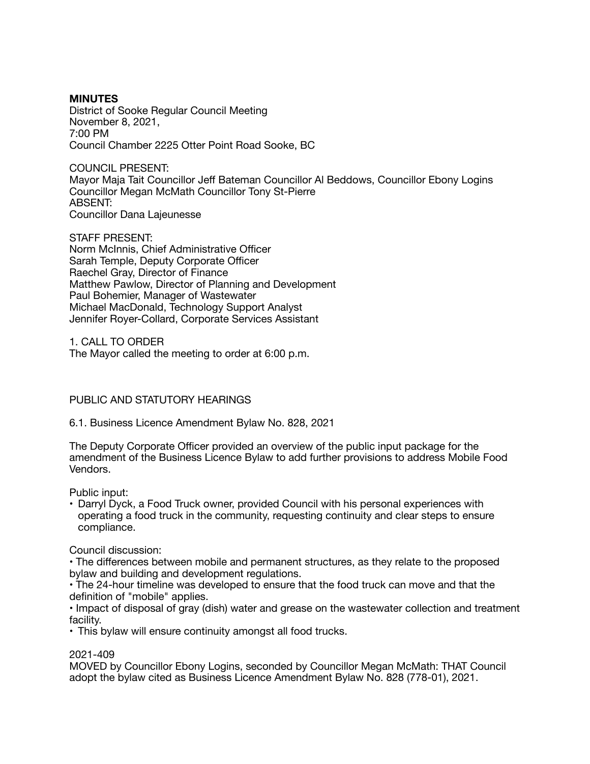**MINUTES**
District of Sooke Regular Council Meeting
November 8, 2021,
7:00 PM
Council Chamber 2225 Otter Point Road Sooke, BC

COUNCIL PRESENT:
Mayor Maja Tait Councillor Jeff Bateman Councillor Al Beddows, Councillor Ebony Logins Councillor Megan McMath Councillor Tony St-Pierre
ABSENT:
Councillor Dana Lajeunesse

STAFF PRESENT:
Norm McInnis, Chief Administrative Officer
Sarah Temple, Deputy Corporate Officer
Raechel Gray, Director of Finance
Matthew Pawlow, Director of Planning and Development
Paul Bohemier, Manager of Wastewater
Michael MacDonald, Technology Support Analyst
Jennifer Royer-Collard, Corporate Services Assistant

1. CALL TO ORDER
The Mayor called the meeting to order at 6:00 p.m.

PUBLIC AND STATUTORY HEARINGS

6.1. Business Licence Amendment Bylaw No. 828, 2021

The Deputy Corporate Officer provided an overview of the public input package for the amendment of the Business Licence Bylaw to add further provisions to address Mobile Food Vendors.

Public input:

- Darryl Dyck, a Food Truck owner, provided Council with his personal experiences with operating a food truck in the community, requesting continuity and clear steps to ensure compliance.

Council discussion:

- The differences between mobile and permanent structures, as they relate to the proposed bylaw and building and development regulations.
- The 24-hour timeline was developed to ensure that the food truck can move and that the definition of "mobile" applies.
- Impact of disposal of gray (dish) water and grease on the wastewater collection and treatment facility.
- This bylaw will ensure continuity amongst all food trucks.

2021-409
MOVED by Councillor Ebony Logins, seconded by Councillor Megan McMath: THAT Council adopt the bylaw cited as Business Licence Amendment Bylaw No. 828 (778-01), 2021.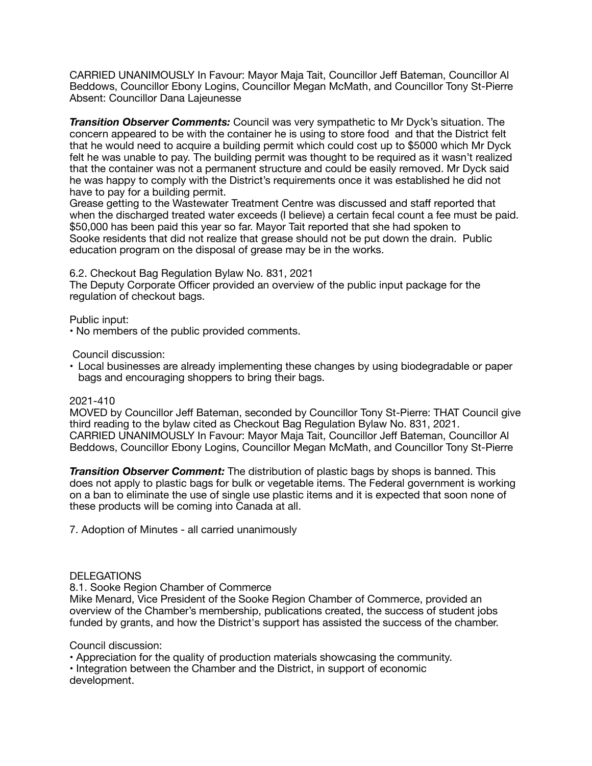CARRIED UNANIMOUSLY In Favour: Mayor Maja Tait, Councillor Jeff Bateman, Councillor Al Beddows, Councillor Ebony Logins, Councillor Megan McMath, and Councillor Tony St-Pierre Absent: Councillor Dana Lajeunesse

***Transition Observer Comments:*** Council was very sympathetic to Mr Dyck's situation. The concern appeared to be with the container he is using to store food and that the District felt that he would need to acquire a building permit which could cost up to $5000 which Mr Dyck felt he was unable to pay. The building permit was thought to be required as it wasn't realized that the container was not a permanent structure and could be easily removed. Mr Dyck said he was happy to comply with the District's requirements once it was established he did not have to pay for a building permit.
Grease getting to the Wastewater Treatment Centre was discussed and staff reported that when the discharged treated water exceeds (I believe) a certain fecal count a fee must be paid. $50,000 has been paid this year so far. Mayor Tait reported that she had spoken to Sooke residents that did not realize that grease should not be put down the drain. Public education program on the disposal of grease may be in the works.

6.2. Checkout Bag Regulation Bylaw No. 831, 2021
The Deputy Corporate Officer provided an overview of the public input package for the regulation of checkout bags.

Public input:
- No members of the public provided comments.

Council discussion:
- Local businesses are already implementing these changes by using biodegradable or paper bags and encouraging shoppers to bring their bags.

2021-410
MOVED by Councillor Jeff Bateman, seconded by Councillor Tony St-Pierre: THAT Council give third reading to the bylaw cited as Checkout Bag Regulation Bylaw No. 831, 2021.
CARRIED UNANIMOUSLY In Favour: Mayor Maja Tait, Councillor Jeff Bateman, Councillor Al Beddows, Councillor Ebony Logins, Councillor Megan McMath, and Councillor Tony St-Pierre

***Transition Observer Comment:*** The distribution of plastic bags by shops is banned. This does not apply to plastic bags for bulk or vegetable items. The Federal government is working on a ban to eliminate the use of single use plastic items and it is expected that soon none of these products will be coming into Canada at all.

7. Adoption of Minutes - all carried unanimously

DELEGATIONS
8.1. Sooke Region Chamber of Commerce
Mike Menard, Vice President of the Sooke Region Chamber of Commerce, provided an overview of the Chamber's membership, publications created, the success of student jobs funded by grants, and how the District's support has assisted the success of the chamber.

Council discussion:
- Appreciation for the quality of production materials showcasing the community.
- Integration between the Chamber and the District, in support of economic development.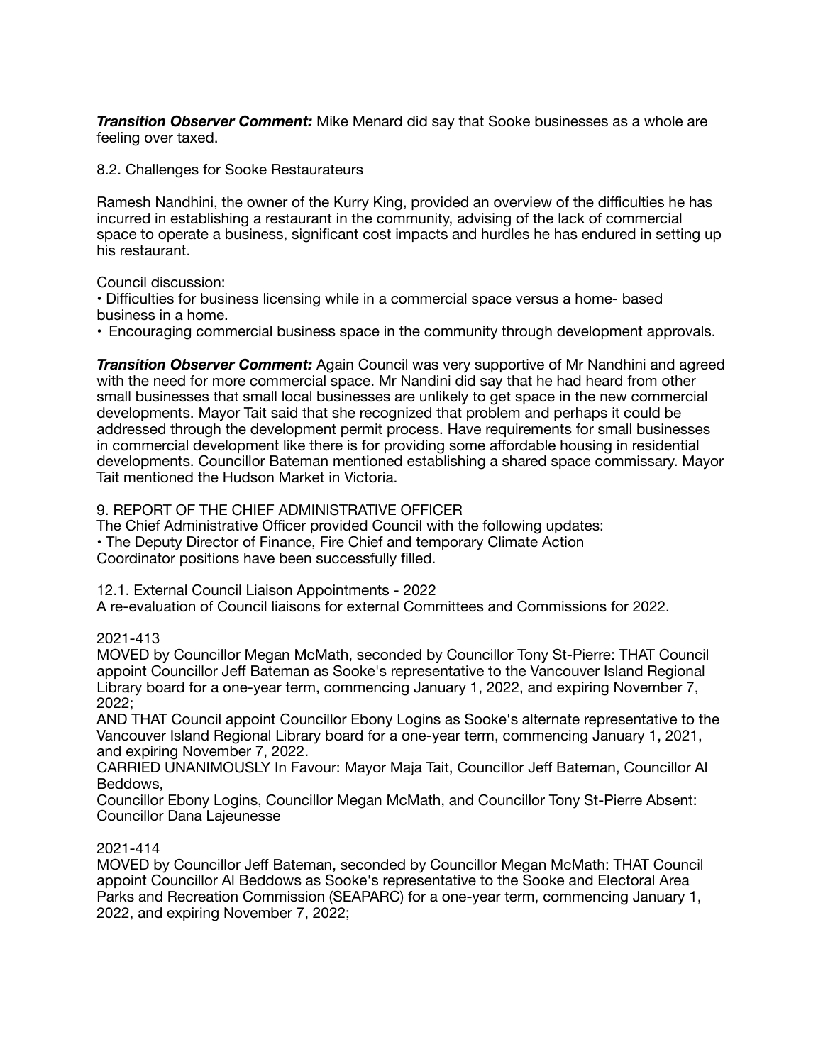***Transition Observer Comment:*** Mike Menard did say that Sooke businesses as a whole are feeling over taxed.

8.2. Challenges for Sooke Restaurateurs

Ramesh Nandhini, the owner of the Kurry King, provided an overview of the difficulties he has incurred in establishing a restaurant in the community, advising of the lack of commercial space to operate a business, significant cost impacts and hurdles he has endured in setting up his restaurant.

Council discussion:
• Difficulties for business licensing while in a commercial space versus a home- based business in a home.
• Encouraging commercial business space in the community through development approvals.

***Transition Observer Comment:*** Again Council was very supportive of Mr Nandhini and agreed with the need for more commercial space. Mr Nandini did say that he had heard from other small businesses that small local businesses are unlikely to get space in the new commercial developments. Mayor Tait said that she recognized that problem and perhaps it could be addressed through the development permit process. Have requirements for small businesses in commercial development like there is for providing some affordable housing in residential developments. Councillor Bateman mentioned establishing a shared space commissary. Mayor Tait mentioned the Hudson Market in Victoria.

9. REPORT OF THE CHIEF ADMINISTRATIVE OFFICER
The Chief Administrative Officer provided Council with the following updates:
• The Deputy Director of Finance, Fire Chief and temporary Climate Action Coordinator positions have been successfully filled.

12.1. External Council Liaison Appointments - 2022
A re-evaluation of Council liaisons for external Committees and Commissions for 2022.

2021-413
MOVED by Councillor Megan McMath, seconded by Councillor Tony St-Pierre: THAT Council appoint Councillor Jeff Bateman as Sooke's representative to the Vancouver Island Regional Library board for a one-year term, commencing January 1, 2022, and expiring November 7, 2022;
AND THAT Council appoint Councillor Ebony Logins as Sooke's alternate representative to the Vancouver Island Regional Library board for a one-year term, commencing January 1, 2021, and expiring November 7, 2022.
CARRIED UNANIMOUSLY In Favour: Mayor Maja Tait, Councillor Jeff Bateman, Councillor Al Beddows,
Councillor Ebony Logins, Councillor Megan McMath, and Councillor Tony St-Pierre Absent: Councillor Dana Lajeunesse

2021-414
MOVED by Councillor Jeff Bateman, seconded by Councillor Megan McMath: THAT Council appoint Councillor Al Beddows as Sooke's representative to the Sooke and Electoral Area Parks and Recreation Commission (SEAPARC) for a one-year term, commencing January 1, 2022, and expiring November 7, 2022;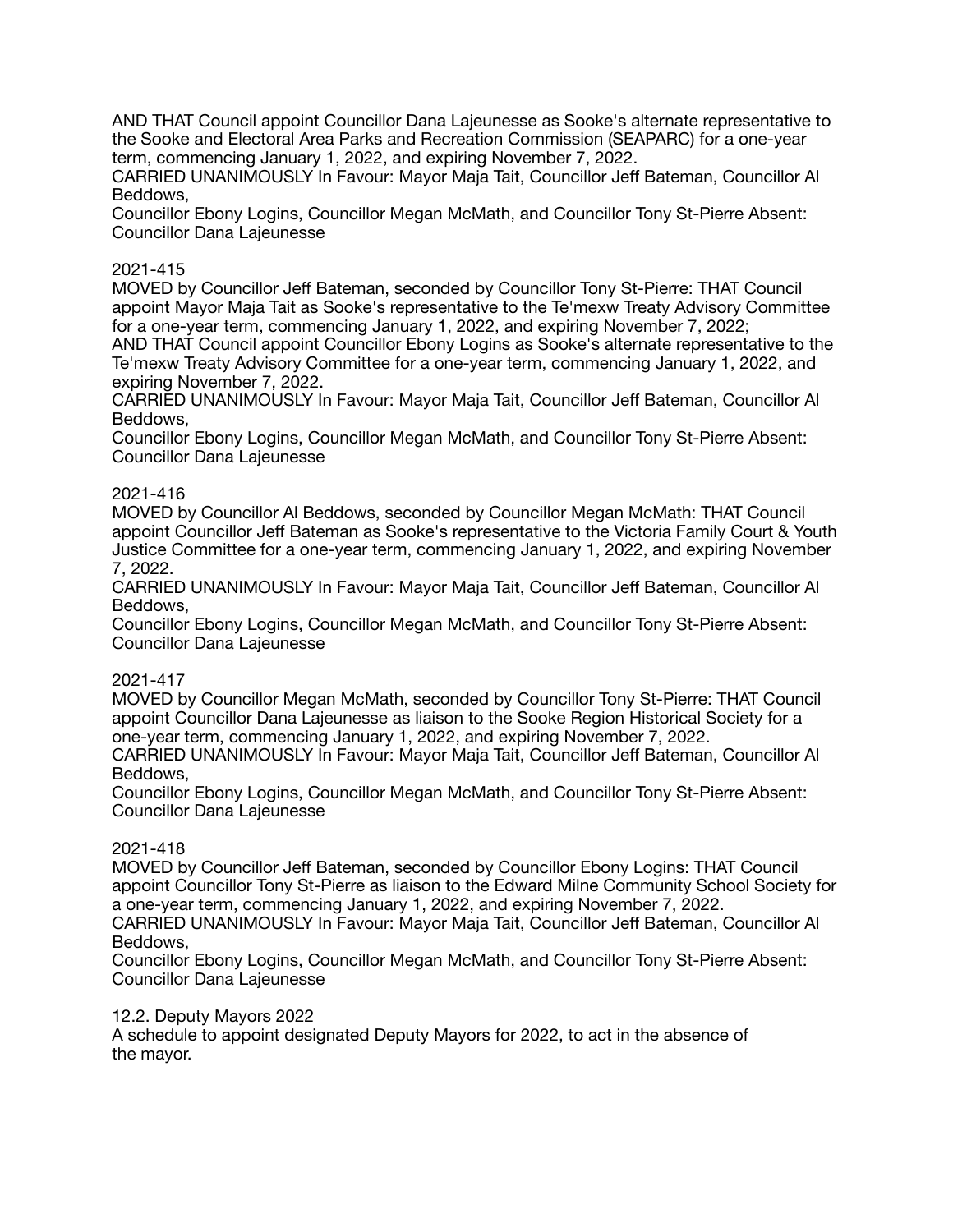AND THAT Council appoint Councillor Dana Lajeunesse as Sooke's alternate representative to the Sooke and Electoral Area Parks and Recreation Commission (SEAPARC) for a one-year term, commencing January 1, 2022, and expiring November 7, 2022.
CARRIED UNANIMOUSLY In Favour: Mayor Maja Tait, Councillor Jeff Bateman, Councillor Al Beddows,
Councillor Ebony Logins, Councillor Megan McMath, and Councillor Tony St-Pierre Absent: Councillor Dana Lajeunesse

2021-415
MOVED by Councillor Jeff Bateman, seconded by Councillor Tony St-Pierre: THAT Council appoint Mayor Maja Tait as Sooke's representative to the Te'mexw Treaty Advisory Committee for a one-year term, commencing January 1, 2022, and expiring November 7, 2022;
AND THAT Council appoint Councillor Ebony Logins as Sooke's alternate representative to the Te'mexw Treaty Advisory Committee for a one-year term, commencing January 1, 2022, and expiring November 7, 2022.
CARRIED UNANIMOUSLY In Favour: Mayor Maja Tait, Councillor Jeff Bateman, Councillor Al Beddows,
Councillor Ebony Logins, Councillor Megan McMath, and Councillor Tony St-Pierre Absent: Councillor Dana Lajeunesse

2021-416
MOVED by Councillor Al Beddows, seconded by Councillor Megan McMath: THAT Council appoint Councillor Jeff Bateman as Sooke's representative to the Victoria Family Court & Youth Justice Committee for a one-year term, commencing January 1, 2022, and expiring November 7, 2022.
CARRIED UNANIMOUSLY In Favour: Mayor Maja Tait, Councillor Jeff Bateman, Councillor Al Beddows,
Councillor Ebony Logins, Councillor Megan McMath, and Councillor Tony St-Pierre Absent: Councillor Dana Lajeunesse

2021-417
MOVED by Councillor Megan McMath, seconded by Councillor Tony St-Pierre: THAT Council appoint Councillor Dana Lajeunesse as liaison to the Sooke Region Historical Society for a one-year term, commencing January 1, 2022, and expiring November 7, 2022.
CARRIED UNANIMOUSLY In Favour: Mayor Maja Tait, Councillor Jeff Bateman, Councillor Al Beddows,
Councillor Ebony Logins, Councillor Megan McMath, and Councillor Tony St-Pierre Absent: Councillor Dana Lajeunesse

2021-418
MOVED by Councillor Jeff Bateman, seconded by Councillor Ebony Logins: THAT Council appoint Councillor Tony St-Pierre as liaison to the Edward Milne Community School Society for a one-year term, commencing January 1, 2022, and expiring November 7, 2022.
CARRIED UNANIMOUSLY In Favour: Mayor Maja Tait, Councillor Jeff Bateman, Councillor Al Beddows,
Councillor Ebony Logins, Councillor Megan McMath, and Councillor Tony St-Pierre Absent: Councillor Dana Lajeunesse

12.2. Deputy Mayors 2022
A schedule to appoint designated Deputy Mayors for 2022, to act in the absence of the mayor.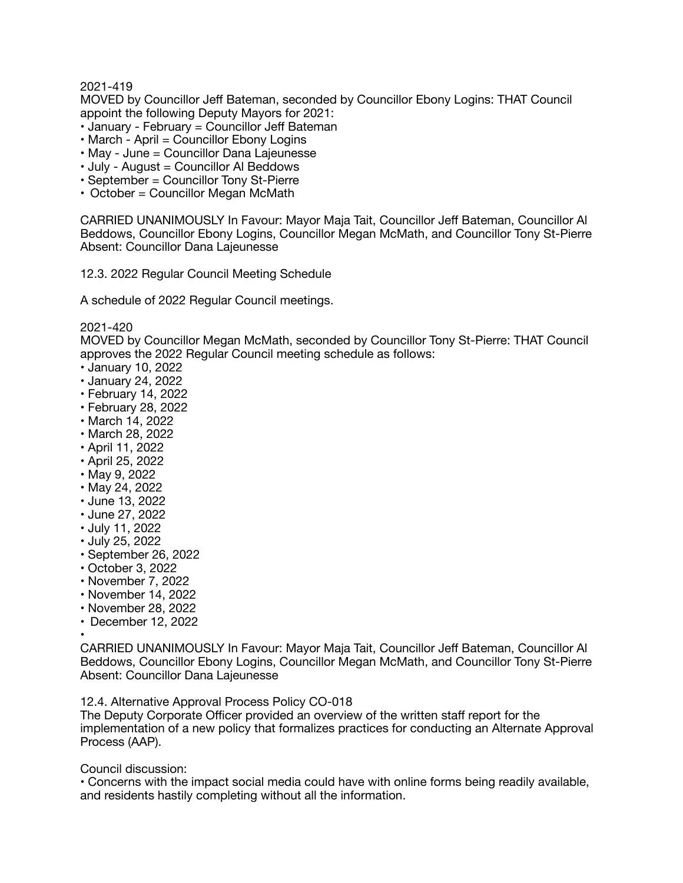2021-419
MOVED by Councillor Jeff Bateman, seconded by Councillor Ebony Logins: THAT Council appoint the following Deputy Mayors for 2021:

- January - February = Councillor Jeff Bateman
- March - April = Councillor Ebony Logins
- May - June = Councillor Dana Lajeunesse
- July - August = Councillor Al Beddows
- September = Councillor Tony St-Pierre
- October = Councillor Megan McMath

CARRIED UNANIMOUSLY In Favour: Mayor Maja Tait, Councillor Jeff Bateman, Councillor Al Beddows, Councillor Ebony Logins, Councillor Megan McMath, and Councillor Tony St-Pierre
Absent: Councillor Dana Lajeunesse

12.3. 2022 Regular Council Meeting Schedule

A schedule of 2022 Regular Council meetings.

2021-420
MOVED by Councillor Megan McMath, seconded by Councillor Tony St-Pierre: THAT Council approves the 2022 Regular Council meeting schedule as follows:

- January 10, 2022
- January 24, 2022
- February 14, 2022
- February 28, 2022
- March 14, 2022
- March 28, 2022
- April 11, 2022
- April 25, 2022
- May 9, 2022
- May 24, 2022
- June 13, 2022
- June 27, 2022
- July 11, 2022
- July 25, 2022
- September 26, 2022
- October 3, 2022
- November 7, 2022
- November 14, 2022
- November 28, 2022
- December 12, 2022
- 

CARRIED UNANIMOUSLY In Favour: Mayor Maja Tait, Councillor Jeff Bateman, Councillor Al Beddows, Councillor Ebony Logins, Councillor Megan McMath, and Councillor Tony St-Pierre
Absent: Councillor Dana Lajeunesse

12.4. Alternative Approval Process Policy CO-018
The Deputy Corporate Officer provided an overview of the written staff report for the implementation of a new policy that formalizes practices for conducting an Alternate Approval Process (AAP).

Council discussion:

- Concerns with the impact social media could have with online forms being readily available, and residents hastily completing without all the information.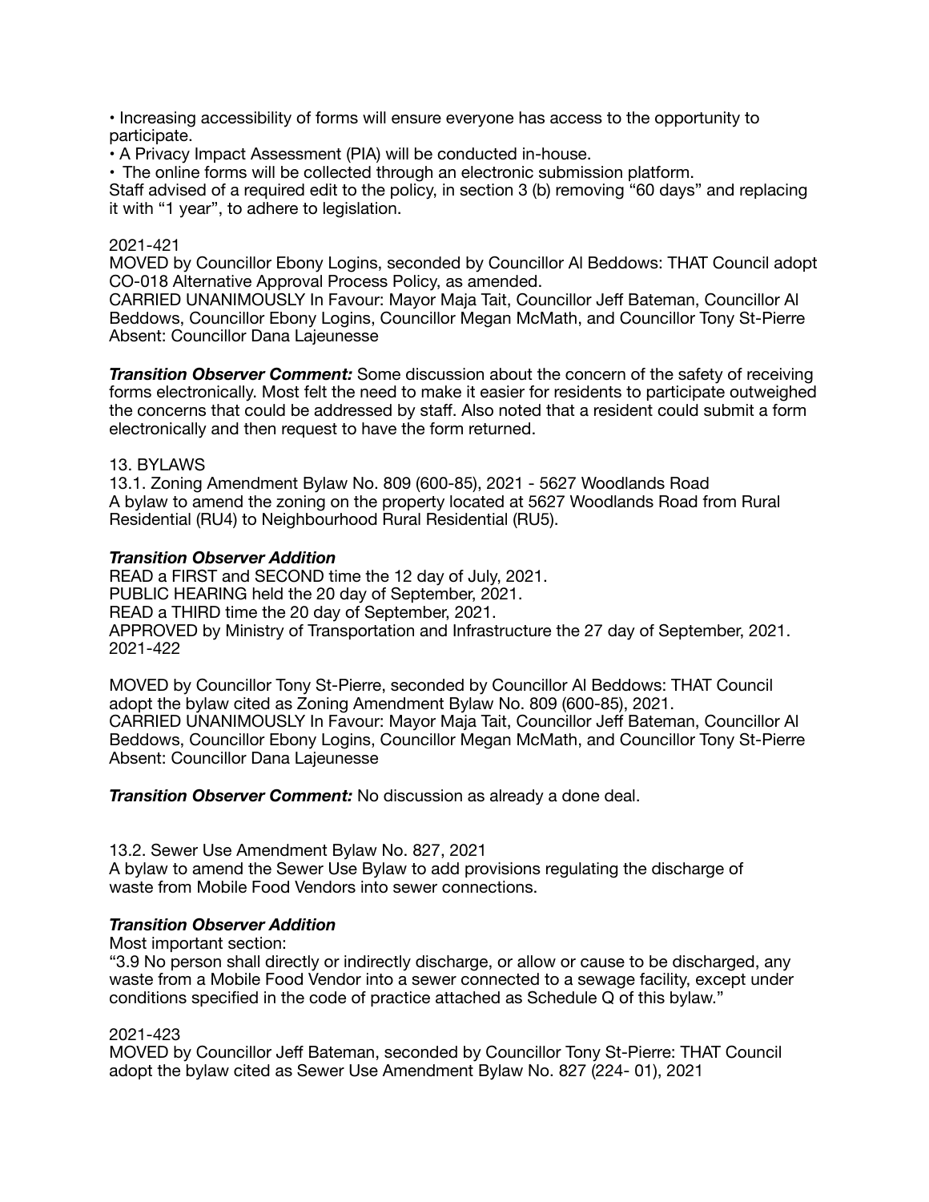• Increasing accessibility of forms will ensure everyone has access to the opportunity to participate.

• A Privacy Impact Assessment (PIA) will be conducted in-house.

• The online forms will be collected through an electronic submission platform.

Staff advised of a required edit to the policy, in section 3 (b) removing "60 days" and replacing it with "1 year", to adhere to legislation.

2021-421

MOVED by Councillor Ebony Logins, seconded by Councillor Al Beddows: THAT Council adopt CO-018 Alternative Approval Process Policy, as amended.

CARRIED UNANIMOUSLY In Favour: Mayor Maja Tait, Councillor Jeff Bateman, Councillor Al Beddows, Councillor Ebony Logins, Councillor Megan McMath, and Councillor Tony St-Pierre Absent: Councillor Dana Lajeunesse

***Transition Observer Comment:*** Some discussion about the concern of the safety of receiving forms electronically. Most felt the need to make it easier for residents to participate outweighed the concerns that could be addressed by staff. Also noted that a resident could submit a form electronically and then request to have the form returned.

13. BYLAWS

13.1. Zoning Amendment Bylaw No. 809 (600-85), 2021 - 5627 Woodlands Road

A bylaw to amend the zoning on the property located at 5627 Woodlands Road from Rural Residential (RU4) to Neighbourhood Rural Residential (RU5).

***Transition Observer Addition***

READ a FIRST and SECOND time the 12 day of July, 2021.

PUBLIC HEARING held the 20 day of September, 2021.

READ a THIRD time the 20 day of September, 2021.

APPROVED by Ministry of Transportation and Infrastructure the 27 day of September, 2021.

2021-422

MOVED by Councillor Tony St-Pierre, seconded by Councillor Al Beddows: THAT Council adopt the bylaw cited as Zoning Amendment Bylaw No. 809 (600-85), 2021.

CARRIED UNANIMOUSLY In Favour: Mayor Maja Tait, Councillor Jeff Bateman, Councillor Al Beddows, Councillor Ebony Logins, Councillor Megan McMath, and Councillor Tony St-Pierre Absent: Councillor Dana Lajeunesse

***Transition Observer Comment:*** No discussion as already a done deal.

13.2. Sewer Use Amendment Bylaw No. 827, 2021

A bylaw to amend the Sewer Use Bylaw to add provisions regulating the discharge of waste from Mobile Food Vendors into sewer connections.

***Transition Observer Addition***

Most important section:

"3.9 No person shall directly or indirectly discharge, or allow or cause to be discharged, any waste from a Mobile Food Vendor into a sewer connected to a sewage facility, except under conditions specified in the code of practice attached as Schedule Q of this bylaw."

2021-423

MOVED by Councillor Jeff Bateman, seconded by Councillor Tony St-Pierre: THAT Council adopt the bylaw cited as Sewer Use Amendment Bylaw No. 827 (224- 01), 2021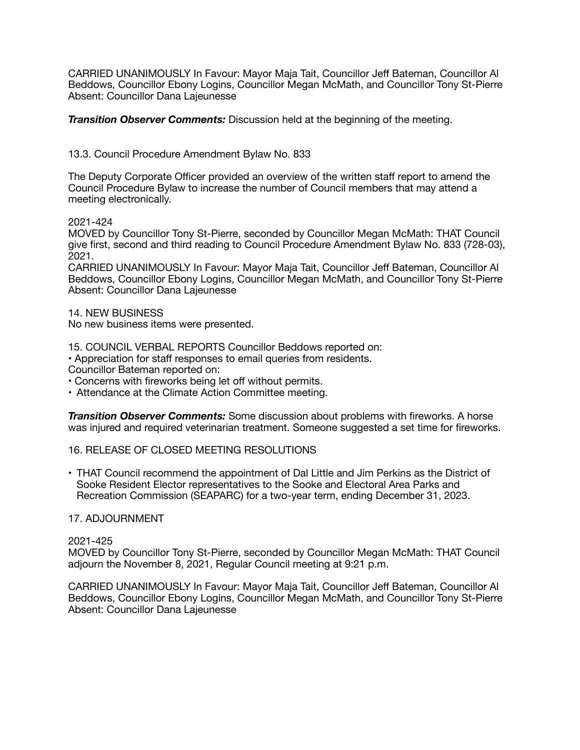CARRIED UNANIMOUSLY In Favour: Mayor Maja Tait, Councillor Jeff Bateman, Councillor Al Beddows, Councillor Ebony Logins, Councillor Megan McMath, and Councillor Tony St-Pierre Absent: Councillor Dana Lajeunesse

***Transition Observer Comments:*** Discussion held at the beginning of the meeting.

13.3. Council Procedure Amendment Bylaw No. 833

The Deputy Corporate Officer provided an overview of the written staff report to amend the Council Procedure Bylaw to increase the number of Council members that may attend a meeting electronically.

2021-424
MOVED by Councillor Tony St-Pierre, seconded by Councillor Megan McMath: THAT Council give first, second and third reading to Council Procedure Amendment Bylaw No. 833 (728-03), 2021.
CARRIED UNANIMOUSLY In Favour: Mayor Maja Tait, Councillor Jeff Bateman, Councillor Al Beddows, Councillor Ebony Logins, Councillor Megan McMath, and Councillor Tony St-Pierre Absent: Councillor Dana Lajeunesse

14. NEW BUSINESS
No new business items were presented.

15. COUNCIL VERBAL REPORTS Councillor Beddows reported on:
- Appreciation for staff responses to email queries from residents.

Councillor Bateman reported on:
- Concerns with fireworks being let off without permits.
- Attendance at the Climate Action Committee meeting.

***Transition Observer Comments:*** Some discussion about problems with fireworks. A horse was injured and required veterinarian treatment. Someone suggested a set time for fireworks.

16. RELEASE OF CLOSED MEETING RESOLUTIONS

- THAT Council recommend the appointment of Dal Little and Jim Perkins as the District of Sooke Resident Elector representatives to the Sooke and Electoral Area Parks and Recreation Commission (SEAPARC) for a two-year term, ending December 31, 2023.

17. ADJOURNMENT

2021-425
MOVED by Councillor Tony St-Pierre, seconded by Councillor Megan McMath: THAT Council adjourn the November 8, 2021, Regular Council meeting at 9:21 p.m.

CARRIED UNANIMOUSLY In Favour: Mayor Maja Tait, Councillor Jeff Bateman, Councillor Al Beddows, Councillor Ebony Logins, Councillor Megan McMath, and Councillor Tony St-Pierre Absent: Councillor Dana Lajeunesse